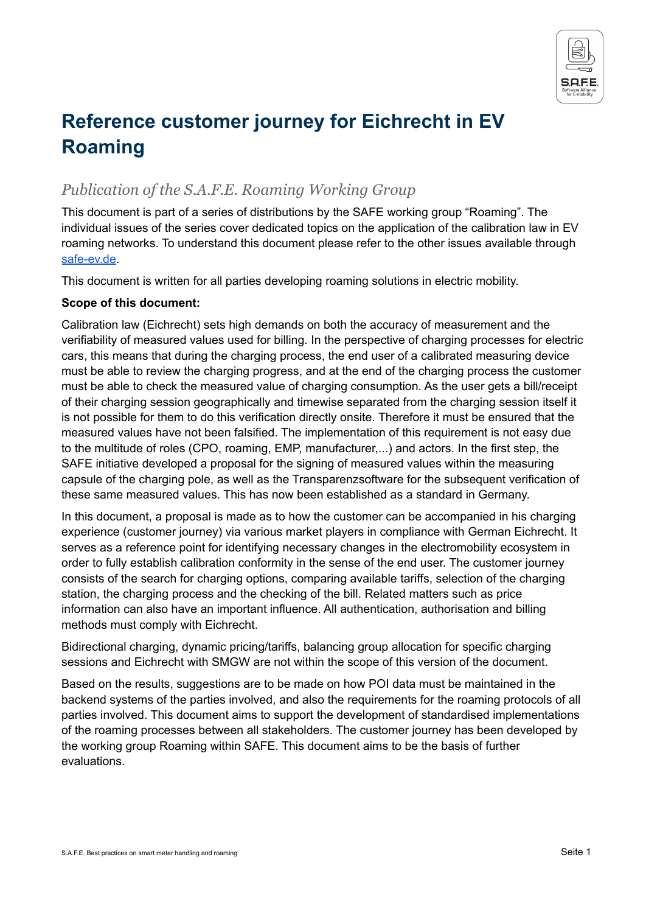# Reference customer journey for Eichrecht in EV Roaming

## *Publication of the S.A.F.E. Roaming Working Group*

This document is part of a series of distributions by the SAFE working group “Roaming”. The individual issues of the series cover dedicated topics on the application of the calibration law in EV roaming networks. To understand this document please refer to the other issues available through [safe-ev.de](safe-ev.de).

This document is written for all parties developing roaming solutions in electric mobility.

**Scope of this document:**

Calibration law (Eichrecht) sets high demands on both the accuracy of measurement and the verifiability of measured values used for billing. In the perspective of charging processes for electric cars, this means that during the charging process, the end user of a calibrated measuring device must be able to review the charging progress, and at the end of the charging process the customer must be able to check the measured value of charging consumption. As the user gets a bill/receipt of their charging session geographically and timewise separated from the charging session itself it is not possible for them to do this verification directly onsite. Therefore it must be ensured that the measured values have not been falsified. The implementation of this requirement is not easy due to the multitude of roles (CPO, roaming, EMP, manufacturer,...) and actors. In the first step, the SAFE initiative developed a proposal for the signing of measured values within the measuring capsule of the charging pole, as well as the Transparenzsoftware for the subsequent verification of these same measured values. This has now been established as a standard in Germany.

In this document, a proposal is made as to how the customer can be accompanied in his charging experience (customer journey) via various market players in compliance with German Eichrecht. It serves as a reference point for identifying necessary changes in the electromobility ecosystem in order to fully establish calibration conformity in the sense of the end user. The customer journey consists of the search for charging options, comparing available tariffs, selection of the charging station, the charging process and the checking of the bill. Related matters such as price information can also have an important influence. All authentication, authorisation and billing methods must comply with Eichrecht.

Bidirectional charging, dynamic pricing/tariffs, balancing group allocation for specific charging sessions and Eichrecht with SMGW are not within the scope of this version of the document.

Based on the results, suggestions are to be made on how POI data must be maintained in the backend systems of the parties involved, and also the requirements for the roaming protocols of all parties involved. This document aims to support the development of standardised implementations of the roaming processes between all stakeholders. The customer journey has been developed by the working group Roaming within SAFE. This document aims to be the basis of further evaluations.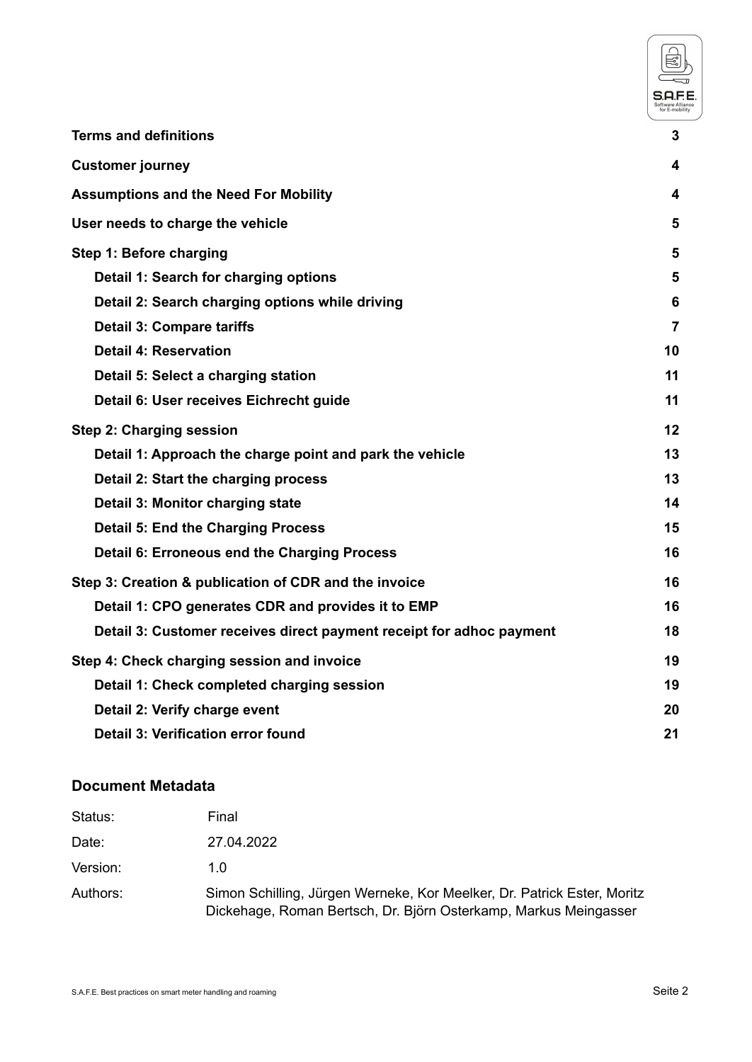| | |
| --- | --- |
| **Terms and definitions** | **3** |
| **Customer journey** | **4** |
| **Assumptions and the Need For Mobility** | **4** |
| **User needs to charge the vehicle** | **5** |
| **Step 1: Before charging** | **5** |
| **Detail 1: Search for charging options** | **5** |
| **Detail 2: Search charging options while driving** | **6** |
| **Detail 3: Compare tariffs** | **7** |
| **Detail 4: Reservation** | **10** |
| **Detail 5: Select a charging station** | **11** |
| **Detail 6: User receives Eichrecht guide** | **11** |
| **Step 2: Charging session** | **12** |
| **Detail 1: Approach the charge point and park the vehicle** | **13** |
| **Detail 2: Start the charging process** | **13** |
| **Detail 3: Monitor charging state** | **14** |
| **Detail 5: End the Charging Process** | **15** |
| **Detail 6: Erroneous end the Charging Process** | **16** |
| **Step 3: Creation & publication of CDR and the invoice** | **16** |
| **Detail 1: CPO generates CDR and provides it to EMP** | **16** |
| **Detail 3: Customer receives direct payment receipt for adhoc payment** | **18** |
| **Step 4: Check charging session and invoice** | **19** |
| **Detail 1: Check completed charging session** | **19** |
| **Detail 2: Verify charge event** | **20** |
| **Detail 3: Verification error found** | **21** |

## Document Metadata

| | |
| --- | --- |
| Status: | Final |
| Date: | 27.04.2022 |
| Version: | 1.0 |
| Authors: | Simon Schilling, Jürgen Werneke, Kor Meelker, Dr. Patrick Ester, Moritz Dickehage, Roman Bertsch, Dr. Björn Osterkamp, Markus Meingasser |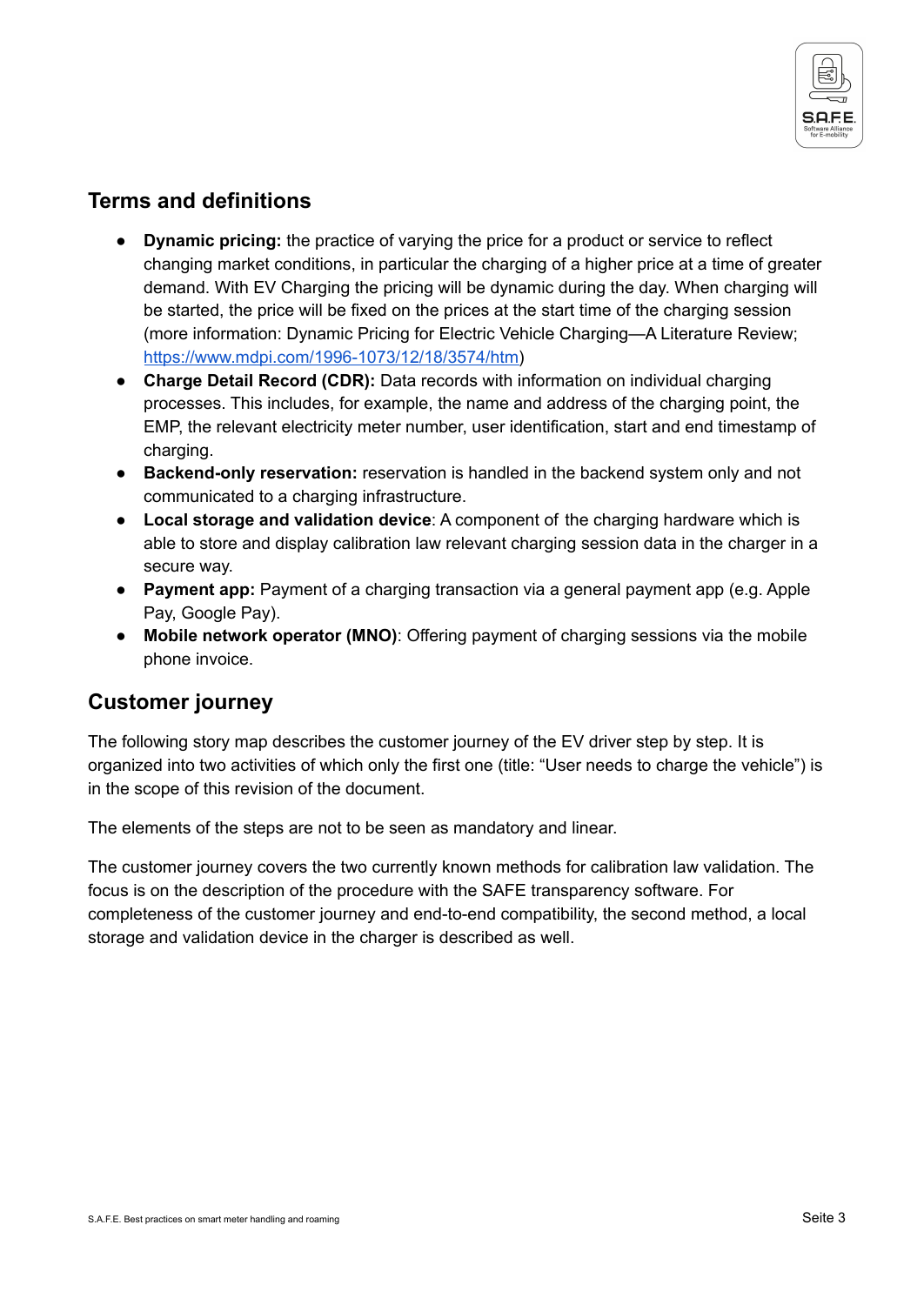## Terms and definitions

- **Dynamic pricing:** the practice of varying the price for a product or service to reflect changing market conditions, in particular the charging of a higher price at a time of greater demand. With EV Charging the pricing will be dynamic during the day. When charging will be started, the price will be fixed on the prices at the start time of the charging session (more information: Dynamic Pricing for Electric Vehicle Charging—A Literature Review; https://www.mdpi.com/1996-1073/12/18/3574/htm)
- **Charge Detail Record (CDR):** Data records with information on individual charging processes. This includes, for example, the name and address of the charging point, the EMP, the relevant electricity meter number, user identification, start and end timestamp of charging.
- **Backend-only reservation:** reservation is handled in the backend system only and not communicated to a charging infrastructure.
- **Local storage and validation device**: A component of the charging hardware which is able to store and display calibration law relevant charging session data in the charger in a secure way.
- **Payment app:** Payment of a charging transaction via a general payment app (e.g. Apple Pay, Google Pay).
- **Mobile network operator (MNO)**: Offering payment of charging sessions via the mobile phone invoice.

## Customer journey

The following story map describes the customer journey of the EV driver step by step. It is organized into two activities of which only the first one (title: "User needs to charge the vehicle") is in the scope of this revision of the document.

The elements of the steps are not to be seen as mandatory and linear.

The customer journey covers the two currently known methods for calibration law validation. The focus is on the description of the procedure with the SAFE transparency software. For completeness of the customer journey and end-to-end compatibility, the second method, a local storage and validation device in the charger is described as well.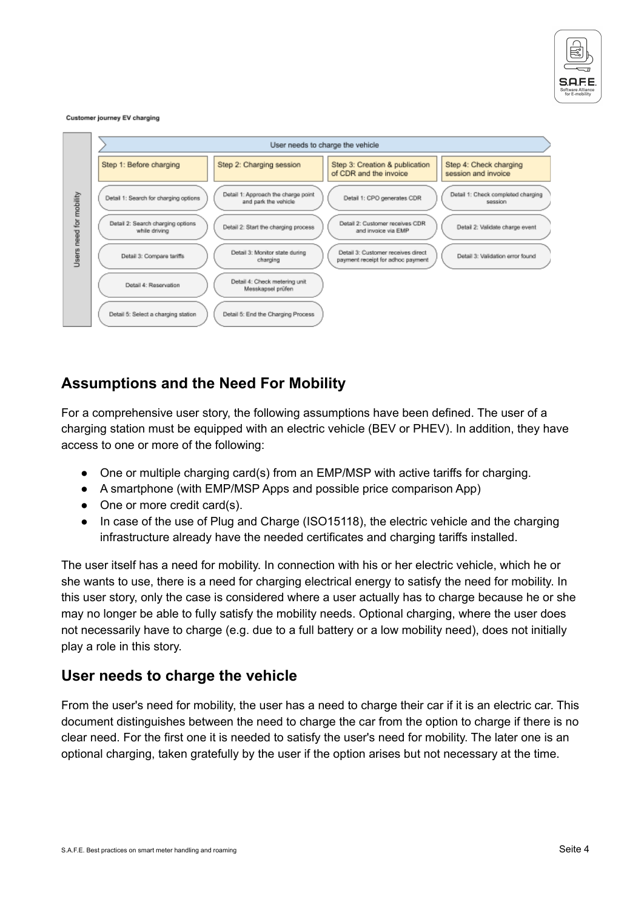Customer journey EV charging

| Users need for mobility | User needs to charge the vehicle | | | |
|---|---|---|---|---|
| | Step 1: Before charging | Step 2: Charging session | Step 3: Creation & publication of CDR and the invoice | Step 4: Check charging session and invoice |
| | Detail 1: Search for charging options | Detail 1: Approach the charge point and park the vehicle | Detail 1: CPO generates CDR | Detail 1: Check completed charging session |
| | Detail 2: Search charging options while driving | Detail 2: Start the charging process | Detail 2: Customer receives CDR and invoice via EMP | Detail 2: Validate charge event |
| | Detail 3: Compare tariffs | Detail 3: Monitor state during charging | Detail 3: Customer receives direct payment receipt for adhoc payment | Detail 3: Validation error found |
| | Detail 4: Reservation | Detail 4: Check metering unit Messkapsel prüfen | | |
| | Detail 5: Select a charging station | Detail 5: End the Charging Process | | |

## Assumptions and the Need For Mobility

For a comprehensive user story, the following assumptions have been defined. The user of a charging station must be equipped with an electric vehicle (BEV or PHEV). In addition, they have access to one or more of the following:

- One or multiple charging card(s) from an EMP/MSP with active tariffs for charging.
- A smartphone (with EMP/MSP Apps and possible price comparison App)
- One or more credit card(s).
- In case of the use of Plug and Charge (ISO15118), the electric vehicle and the charging infrastructure already have the needed certificates and charging tariffs installed.

The user itself has a need for mobility. In connection with his or her electric vehicle, which he or she wants to use, there is a need for charging electrical energy to satisfy the need for mobility. In this user story, only the case is considered where a user actually has to charge because he or she may no longer be able to fully satisfy the mobility needs. Optional charging, where the user does not necessarily have to charge (e.g. due to a full battery or a low mobility need), does not initially play a role in this story.

## User needs to charge the vehicle

From the user's need for mobility, the user has a need to charge their car if it is an electric car. This document distinguishes between the need to charge the car from the option to charge if there is no clear need. For the first one it is needed to satisfy the user's need for mobility. The later one is an optional charging, taken gratefully by the user if the option arises but not necessary at the time.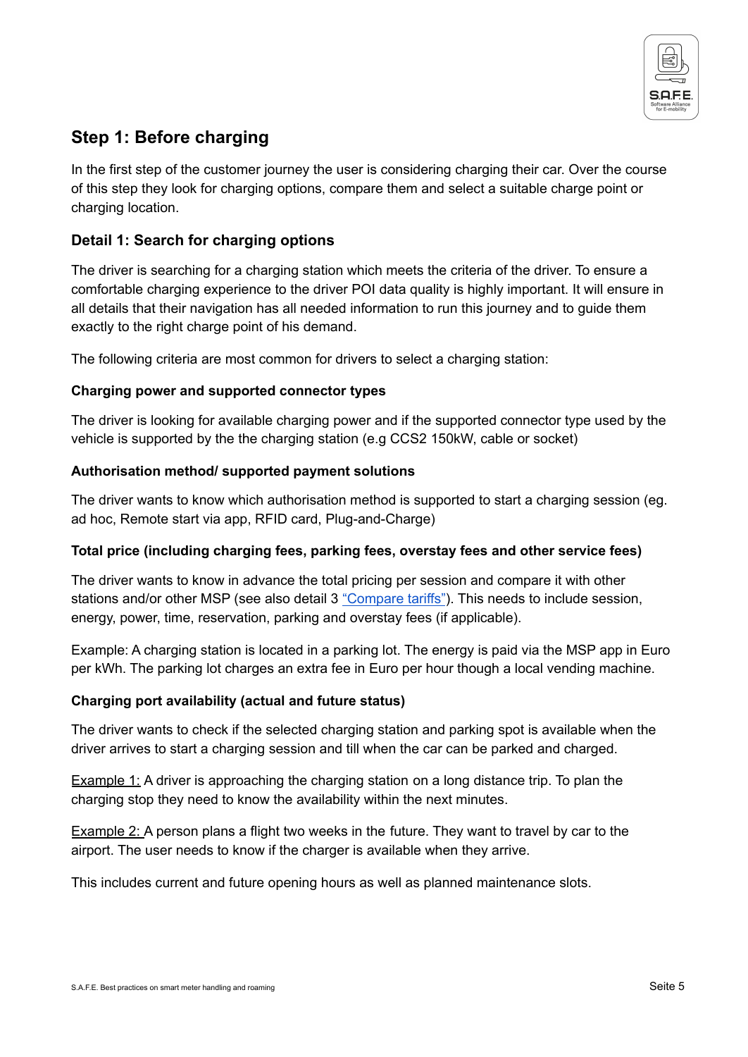## Step 1: Before charging

In the first step of the customer journey the user is considering charging their car. Over the course of this step they look for charging options, compare them and select a suitable charge point or charging location.

### Detail 1: Search for charging options

The driver is searching for a charging station which meets the criteria of the driver. To ensure a comfortable charging experience to the driver POI data quality is highly important. It will ensure in all details that their navigation has all needed information to run this journey and to guide them exactly to the right charge point of his demand.

The following criteria are most common for drivers to select a charging station:

**Charging power and supported connector types**

The driver is looking for available charging power and if the supported connector type used by the vehicle is supported by the the charging station (e.g CCS2 150kW, cable or socket)

**Authorisation method/ supported payment solutions**

The driver wants to know which authorisation method is supported to start a charging session (eg. ad hoc, Remote start via app, RFID card, Plug-and-Charge)

**Total price (including charging fees, parking fees, overstay fees and other service fees)**

The driver wants to know in advance the total pricing per session and compare it with other stations and/or other MSP (see also detail 3 "Compare tariffs"). This needs to include session, energy, power, time, reservation, parking and overstay fees (if applicable).

Example: A charging station is located in a parking lot. The energy is paid via the MSP app in Euro per kWh. The parking lot charges an extra fee in Euro per hour though a local vending machine.

**Charging port availability (actual and future status)**

The driver wants to check if the selected charging station and parking spot is available when the driver arrives to start a charging session and till when the car can be parked and charged.

Example 1: A driver is approaching the charging station on a long distance trip. To plan the charging stop they need to know the availability within the next minutes.

Example 2: A person plans a flight two weeks in the future. They want to travel by car to the airport. The user needs to know if the charger is available when they arrive.

This includes current and future opening hours as well as planned maintenance slots.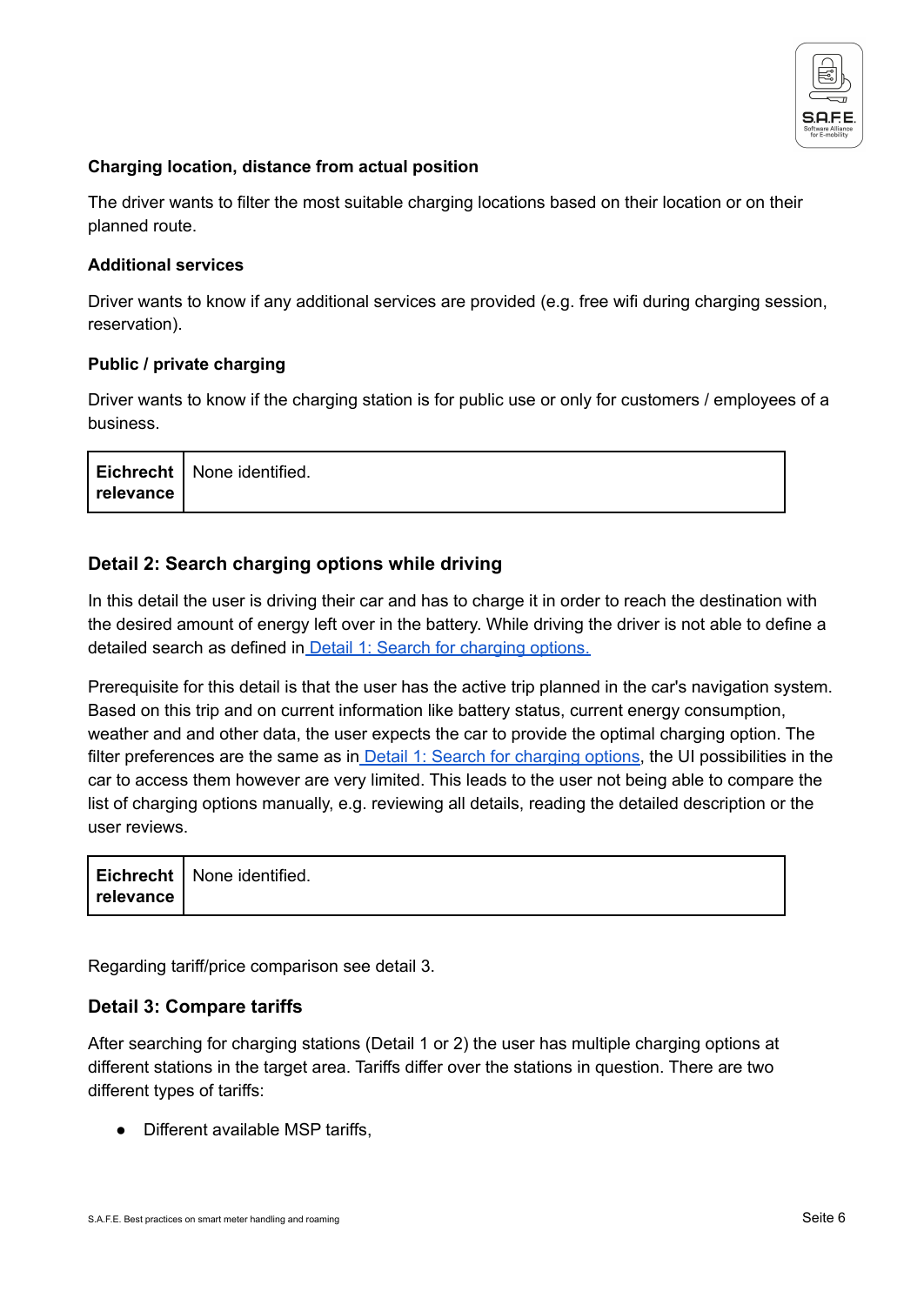#### Charging location, distance from actual position

The driver wants to filter the most suitable charging locations based on their location or on their planned route.

#### Additional services

Driver wants to know if any additional services are provided (e.g. free wifi during charging session, reservation).

#### Public / private charging

Driver wants to know if the charging station is for public use or only for customers / employees of a business.

| **Eichrecht relevance** | None identified. |
|---|---|

### Detail 2: Search charging options while driving

In this detail the user is driving their car and has to charge it in order to reach the destination with the desired amount of energy left over in the battery. While driving the driver is not able to define a detailed search as defined in Detail 1: Search for charging options.

Prerequisite for this detail is that the user has the active trip planned in the car's navigation system. Based on this trip and on current information like battery status, current energy consumption, weather and and other data, the user expects the car to provide the optimal charging option. The filter preferences are the same as in Detail 1: Search for charging options, the UI possibilities in the car to access them however are very limited. This leads to the user not being able to compare the list of charging options manually, e.g. reviewing all details, reading the detailed description or the user reviews.

| **Eichrecht relevance** | None identified. |
|---|---|

Regarding tariff/price comparison see detail 3.

### Detail 3: Compare tariffs

After searching for charging stations (Detail 1 or 2) the user has multiple charging options at different stations in the target area. Tariffs differ over the stations in question. There are two different types of tariffs:

- Different available MSP tariffs,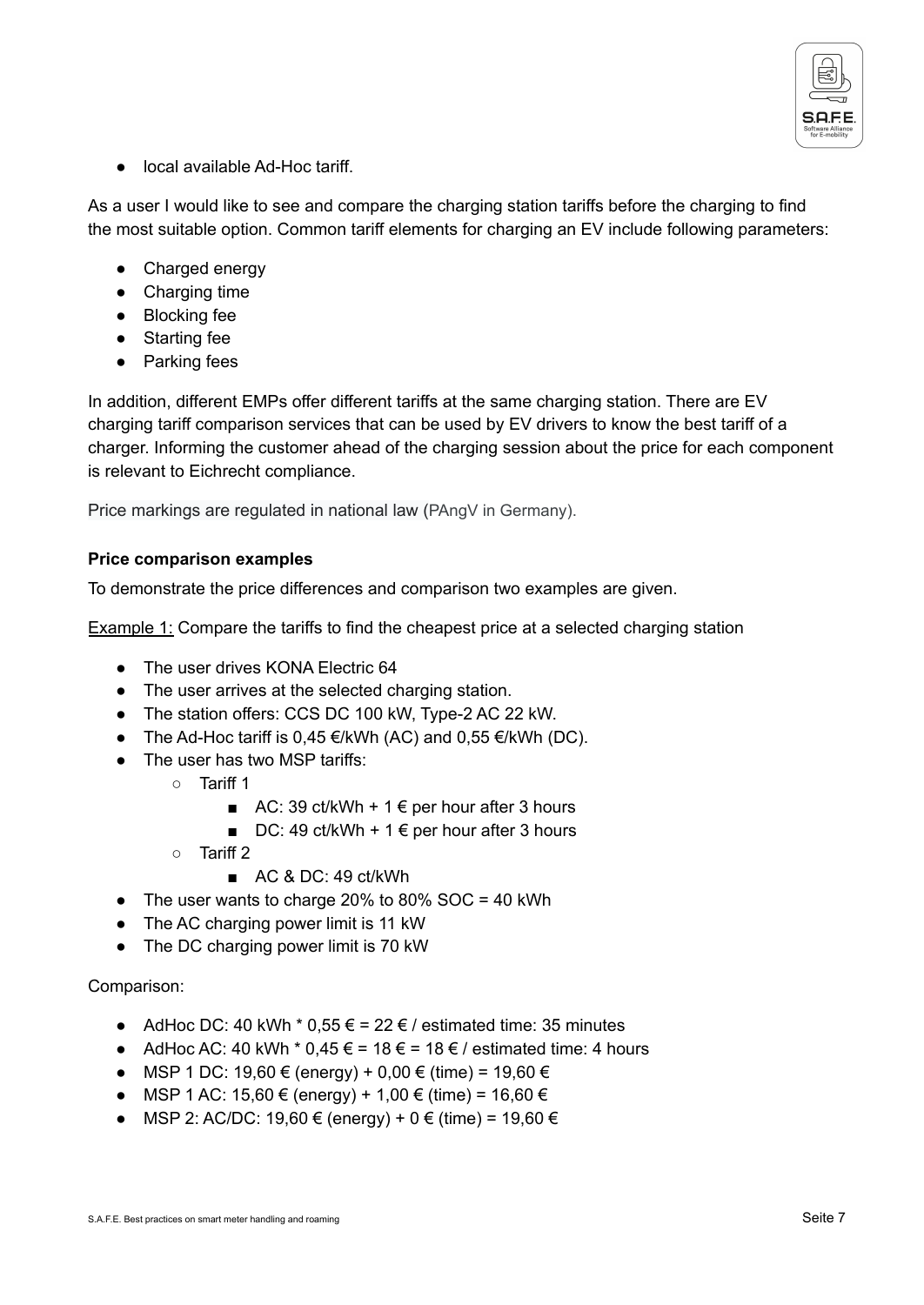- local available Ad-Hoc tariff.

As a user I would like to see and compare the charging station tariffs before the charging to find the most suitable option. Common tariff elements for charging an EV include following parameters:

- Charged energy
- Charging time
- Blocking fee
- Starting fee
- Parking fees

In addition, different EMPs offer different tariffs at the same charging station. There are EV charging tariff comparison services that can be used by EV drivers to know the best tariff of a charger. Informing the customer ahead of the charging session about the price for each component is relevant to Eichrecht compliance.

Price markings are regulated in national law (PAngV in Germany).

**Price comparison examples**

To demonstrate the price differences and comparison two examples are given.

Example 1: Compare the tariffs to find the cheapest price at a selected charging station

- The user drives KONA Electric 64
- The user arrives at the selected charging station.
- The station offers: CCS DC 100 kW, Type-2 AC 22 kW.
- The Ad-Hoc tariff is 0,45 €/kWh (AC) and 0,55 €/kWh (DC).
- The user has two MSP tariffs:
    - Tariff 1
        - AC: 39 ct/kWh + 1 € per hour after 3 hours
        - DC: 49 ct/kWh + 1 € per hour after 3 hours
    - Tariff 2
        - AC & DC: 49 ct/kWh
- The user wants to charge 20% to 80% SOC = 40 kWh
- The AC charging power limit is 11 kW
- The DC charging power limit is 70 kW

Comparison:

- AdHoc DC: 40 kWh * 0,55 € = 22 € / estimated time: 35 minutes
- AdHoc AC: 40 kWh * 0,45 € = 18 € = 18 € / estimated time: 4 hours
- MSP 1 DC: 19,60 € (energy) + 0,00 € (time) = 19,60 €
- MSP 1 AC: 15,60 € (energy) + 1,00 € (time) = 16,60 €
- MSP 2: AC/DC: 19,60 € (energy) + 0 € (time) = 19,60 €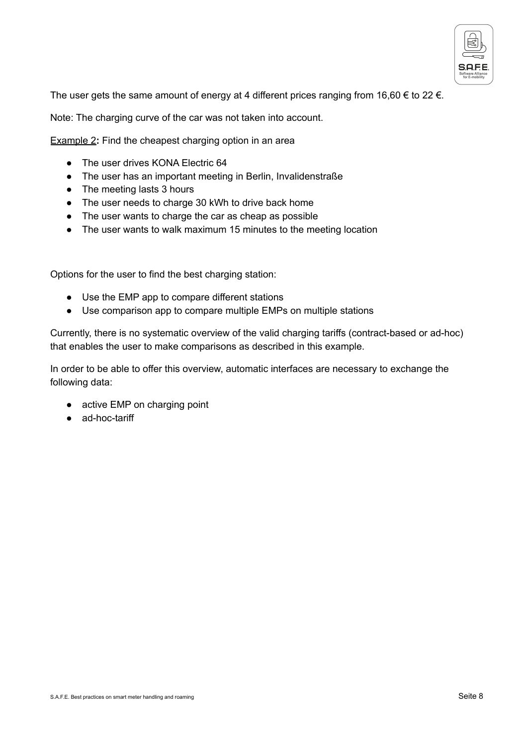The user gets the same amount of energy at 4 different prices ranging from 16,60 € to 22 €.

Note: The charging curve of the car was not taken into account.

Example 2**:** Find the cheapest charging option in an area

- The user drives KONA Electric 64
- The user has an important meeting in Berlin, Invalidenstraße
- The meeting lasts 3 hours
- The user needs to charge 30 kWh to drive back home
- The user wants to charge the car as cheap as possible
- The user wants to walk maximum 15 minutes to the meeting location

Options for the user to find the best charging station:

- Use the EMP app to compare different stations
- Use comparison app to compare multiple EMPs on multiple stations

Currently, there is no systematic overview of the valid charging tariffs (contract-based or ad-hoc) that enables the user to make comparisons as described in this example.

In order to be able to offer this overview, automatic interfaces are necessary to exchange the following data:

- active EMP on charging point
- ad-hoc-tariff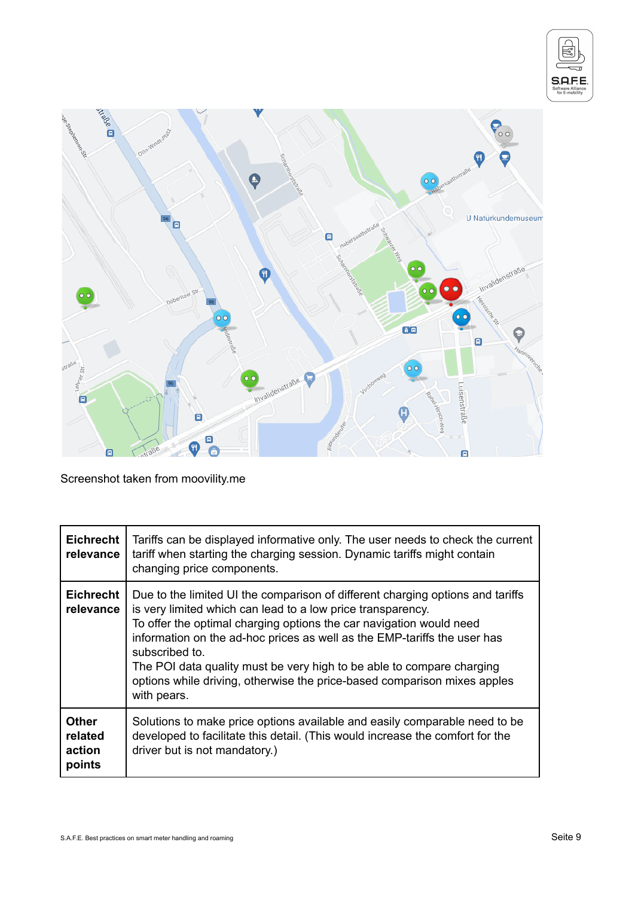Screenshot taken from moovility.me

| | |
|---|---|
| **Eichrecht relevance** | Tariffs can be displayed informative only. The user needs to check the current tariff when starting the charging session. Dynamic tariffs might contain changing price components. |
| **Eichrecht relevance** | Due to the limited UI the comparison of different charging options and tariffs is very limited which can lead to a low price transparency.<br>To offer the optimal charging options the car navigation would need information on the ad-hoc prices as well as the EMP-tariffs the user has subscribed to.<br>The POI data quality must be very high to be able to compare charging options while driving, otherwise the price-based comparison mixes apples with pears. |
| **Other related action points** | Solutions to make price options available and easily comparable need to be developed to facilitate this detail. (This would increase the comfort for the driver but is not mandatory.) |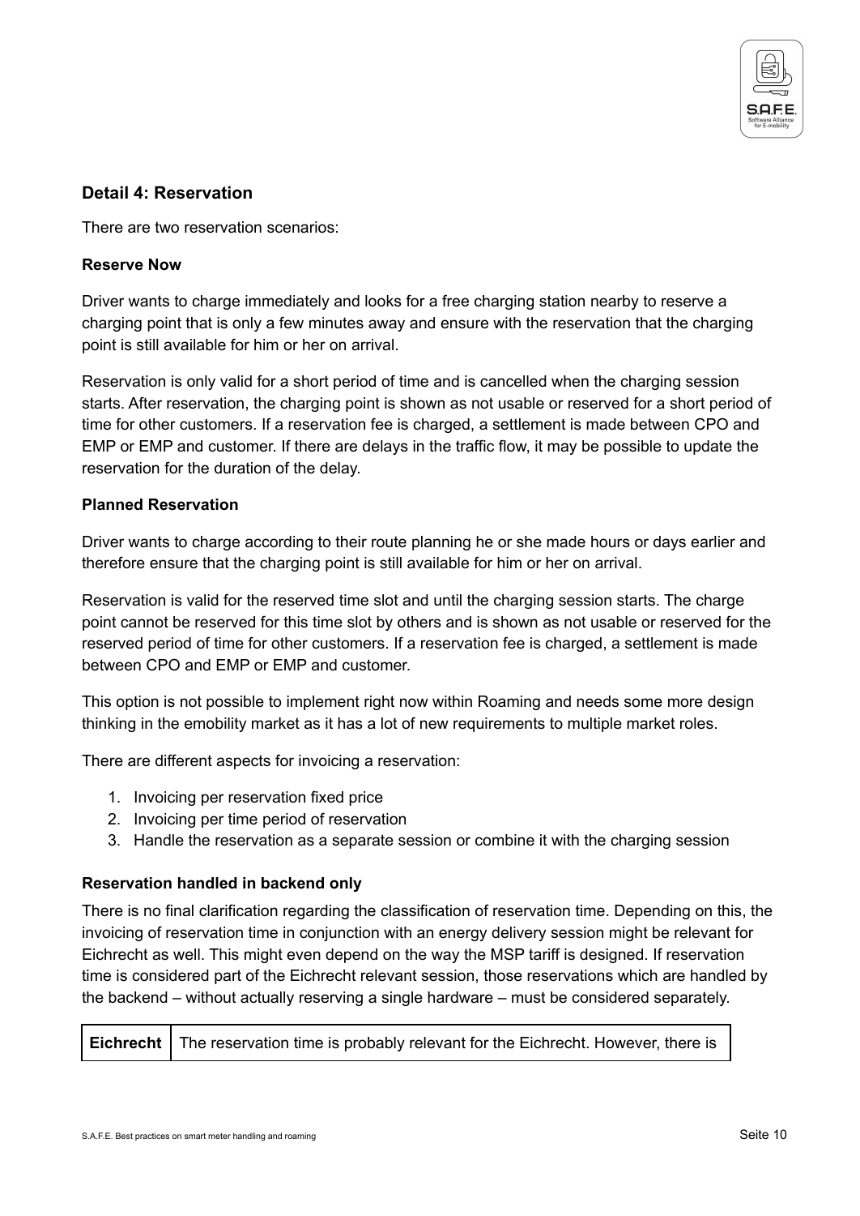## Detail 4: Reservation

There are two reservation scenarios:

**Reserve Now**

Driver wants to charge immediately and looks for a free charging station nearby to reserve a charging point that is only a few minutes away and ensure with the reservation that the charging point is still available for him or her on arrival.

Reservation is only valid for a short period of time and is cancelled when the charging session starts. After reservation, the charging point is shown as not usable or reserved for a short period of time for other customers. If a reservation fee is charged, a settlement is made between CPO and EMP or EMP and customer. If there are delays in the traffic flow, it may be possible to update the reservation for the duration of the delay.

**Planned Reservation**

Driver wants to charge according to their route planning he or she made hours or days earlier and therefore ensure that the charging point is still available for him or her on arrival.

Reservation is valid for the reserved time slot and until the charging session starts. The charge point cannot be reserved for this time slot by others and is shown as not usable or reserved for the reserved period of time for other customers. If a reservation fee is charged, a settlement is made between CPO and EMP or EMP and customer.

This option is not possible to implement right now within Roaming and needs some more design thinking in the emobility market as it has a lot of new requirements to multiple market roles.

There are different aspects for invoicing a reservation:

1. Invoicing per reservation fixed price
2. Invoicing per time period of reservation
3. Handle the reservation as a separate session or combine it with the charging session

**Reservation handled in backend only**

There is no final clarification regarding the classification of reservation time. Depending on this, the invoicing of reservation time in conjunction with an energy delivery session might be relevant for Eichrecht as well. This might even depend on the way the MSP tariff is designed. If reservation time is considered part of the Eichrecht relevant session, those reservations which are handled by the backend – without actually reserving a single hardware – must be considered separately.

| **Eichrecht** | The reservation time is probably relevant for the Eichrecht. However, there is |
|---|---|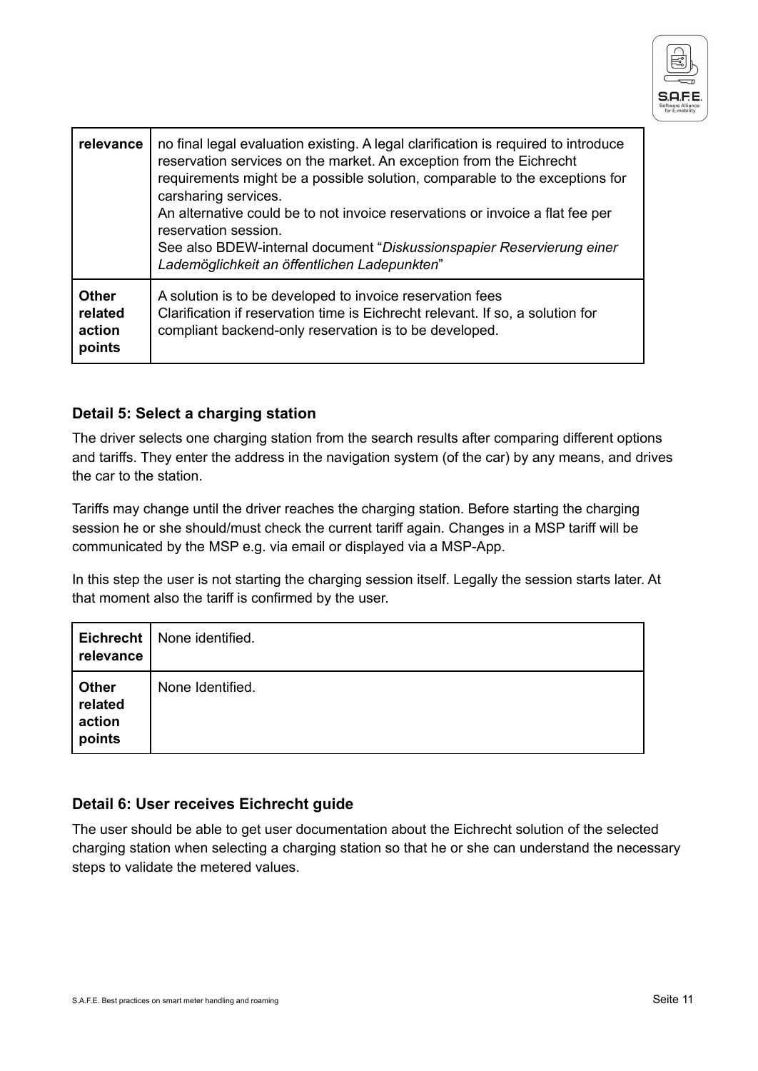| relevance | no final legal evaluation existing. A legal clarification is required to introduce reservation services on the market. An exception from the Eichrecht requirements might be a possible solution, comparable to the exceptions for carsharing services.<br>An alternative could be to not invoice reservations or invoice a flat fee per reservation session.<br>See also BDEW-internal document "*Diskussionspapier Reservierung einer Lademöglichkeit an öffentlichen Ladepunkten*" |
|---|---|
| **Other related action points** | A solution is to be developed to invoice reservation fees<br>Clarification if reservation time is Eichrecht relevant. If so, a solution for compliant backend-only reservation is to be developed. |

### Detail 5: Select a charging station

The driver selects one charging station from the search results after comparing different options and tariffs. They enter the address in the navigation system (of the car) by any means, and drives the car to the station.

Tariffs may change until the driver reaches the charging station. Before starting the charging session he or she should/must check the current tariff again. Changes in a MSP tariff will be communicated by the MSP e.g. via email or displayed via a MSP-App.

In this step the user is not starting the charging session itself. Legally the session starts later. At that moment also the tariff is confirmed by the user.

| **Eichrecht relevance** | None identified. |
|---|---|
| **Other related action points** | None Identified. |

### Detail 6: User receives Eichrecht guide

The user should be able to get user documentation about the Eichrecht solution of the selected charging station when selecting a charging station so that he or she can understand the necessary steps to validate the metered values.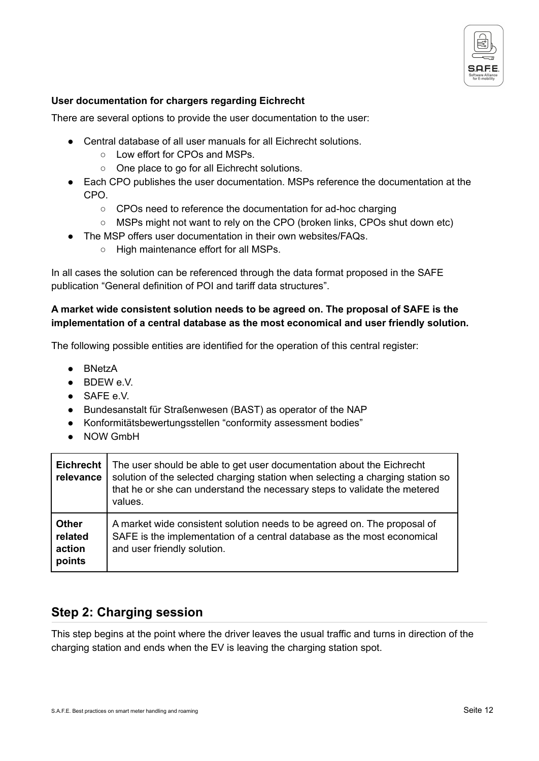**User documentation for chargers regarding Eichrecht**

There are several options to provide the user documentation to the user:

- Central database of all user manuals for all Eichrecht solutions.
  - Low effort for CPOs and MSPs.
  - One place to go for all Eichrecht solutions.
- Each CPO publishes the user documentation. MSPs reference the documentation at the CPO.
  - CPOs need to reference the documentation for ad-hoc charging
  - MSPs might not want to rely on the CPO (broken links, CPOs shut down etc)
- The MSP offers user documentation in their own websites/FAQs.
  - High maintenance effort for all MSPs.

In all cases the solution can be referenced through the data format proposed in the SAFE publication "General definition of POI and tariff data structures".

**A market wide consistent solution needs to be agreed on. The proposal of SAFE is the implementation of a central database as the most economical and user friendly solution.**

The following possible entities are identified for the operation of this central register:

- BNetzA
- BDEW e.V.
- SAFE e.V.
- Bundesanstalt für Straßenwesen (BAST) as operator of the NAP
- Konformitätsbewertungsstellen "conformity assessment bodies"
- NOW GmbH

| | |
|---|---|
| **Eichrecht relevance** | The user should be able to get user documentation about the Eichrecht solution of the selected charging station when selecting a charging station so that he or she can understand the necessary steps to validate the metered values. |
| **Other related action points** | A market wide consistent solution needs to be agreed on. The proposal of SAFE is the implementation of a central database as the most economical and user friendly solution. |

## Step 2: Charging session

This step begins at the point where the driver leaves the usual traffic and turns in direction of the charging station and ends when the EV is leaving the charging station spot.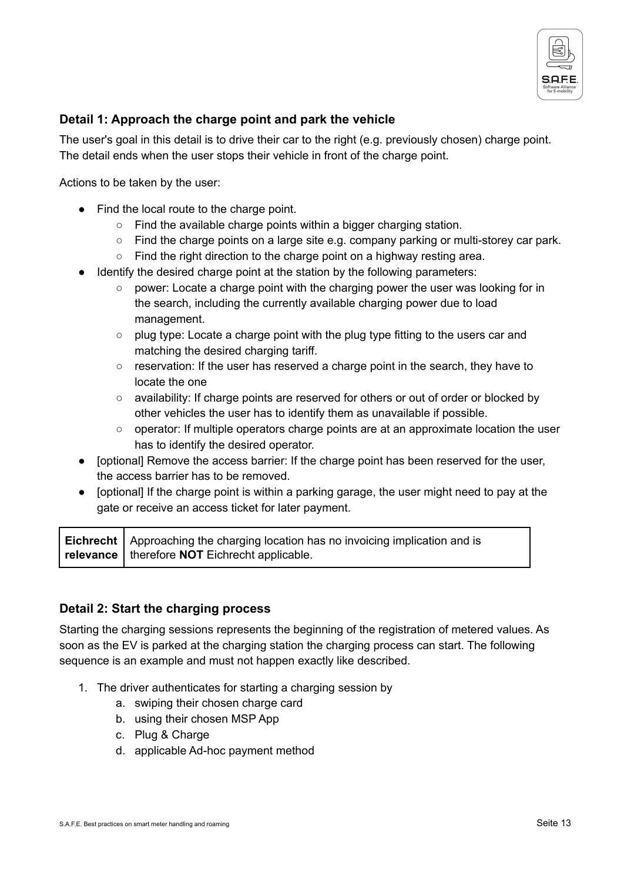### Detail 1: Approach the charge point and park the vehicle

The user's goal in this detail is to drive their car to the right (e.g. previously chosen) charge point. The detail ends when the user stops their vehicle in front of the charge point.

Actions to be taken by the user:

- Find the local route to the charge point.
  - Find the available charge points within a bigger charging station.
  - Find the charge points on a large site e.g. company parking or multi-storey car park.
  - Find the right direction to the charge point on a highway resting area.
- Identify the desired charge point at the station by the following parameters:
  - power: Locate a charge point with the charging power the user was looking for in the search, including the currently available charging power due to load management.
  - plug type: Locate a charge point with the plug type fitting to the users car and matching the desired charging tariff.
  - reservation: If the user has reserved a charge point in the search, they have to locate the one
  - availability: If charge points are reserved for others or out of order or blocked by other vehicles the user has to identify them as unavailable if possible.
  - operator: If multiple operators charge points are at an approximate location the user has to identify the desired operator.
- [optional] Remove the access barrier: If the charge point has been reserved for the user, the access barrier has to be removed.
- [optional] If the charge point is within a parking garage, the user might need to pay at the gate or receive an access ticket for later payment.

| **Eichrecht relevance** | Approaching the charging location has no invoicing implication and is therefore **NOT** Eichrecht applicable. |
|---|---|

### Detail 2: Start the charging process

Starting the charging sessions represents the beginning of the registration of metered values. As soon as the EV is parked at the charging station the charging process can start. The following sequence is an example and must not happen exactly like described.

1. The driver authenticates for starting a charging session by
   a. swiping their chosen charge card
   b. using their chosen MSP App
   c. Plug & Charge
   d. applicable Ad-hoc payment method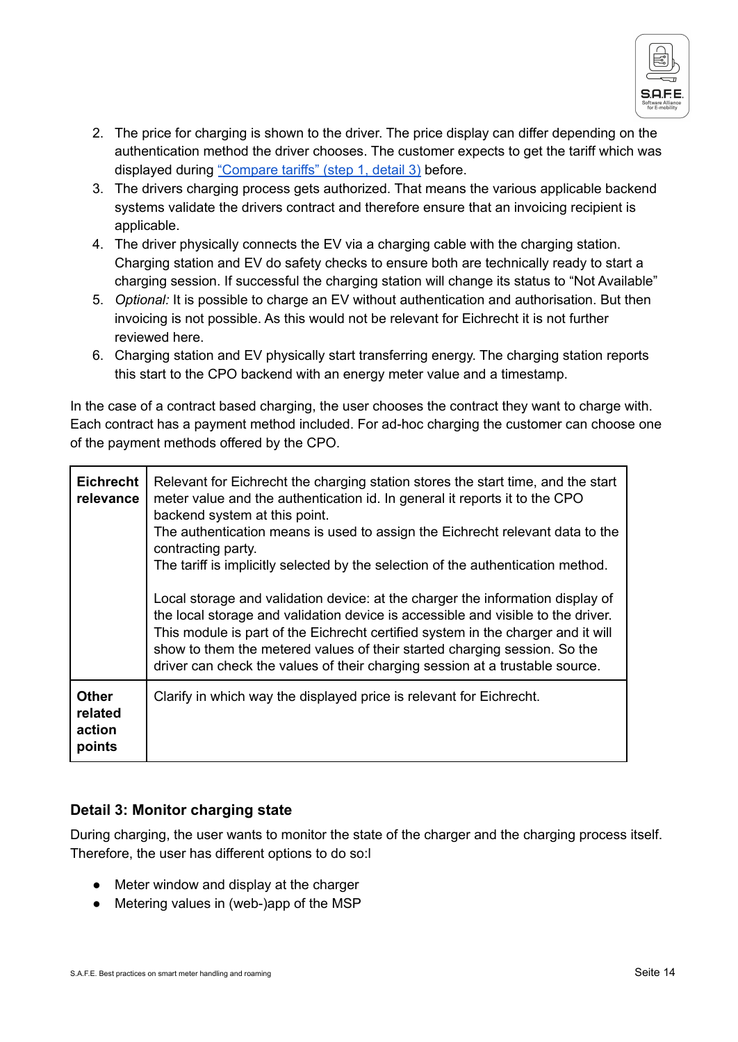2. The price for charging is shown to the driver. The price display can differ depending on the authentication method the driver chooses. The customer expects to get the tariff which was displayed during “Compare tariffs” (step 1, detail 3) before.
3. The drivers charging process gets authorized. That means the various applicable backend systems validate the drivers contract and therefore ensure that an invoicing recipient is applicable.
4. The driver physically connects the EV via a charging cable with the charging station. Charging station and EV do safety checks to ensure both are technically ready to start a charging session. If successful the charging station will change its status to “Not Available”
5. *Optional:* It is possible to charge an EV without authentication and authorisation. But then invoicing is not possible. As this would not be relevant for Eichrecht it is not further reviewed here.
6. Charging station and EV physically start transferring energy. The charging station reports this start to the CPO backend with an energy meter value and a timestamp.

In the case of a contract based charging, the user chooses the contract they want to charge with. Each contract has a payment method included. For ad-hoc charging the customer can choose one of the payment methods offered by the CPO.

| | |
|---|---|
| **Eichrecht relevance** | Relevant for Eichrecht the charging station stores the start time, and the start meter value and the authentication id. In general it reports it to the CPO backend system at this point.<br>The authentication means is used to assign the Eichrecht relevant data to the contracting party.<br>The tariff is implicitly selected by the selection of the authentication method.<br><br>Local storage and validation device: at the charger the information display of the local storage and validation device is accessible and visible to the driver. This module is part of the Eichrecht certified system in the charger and it will show to them the metered values of their started charging session. So the driver can check the values of their charging session at a trustable source. |
| **Other related action points** | Clarify in which way the displayed price is relevant for Eichrecht. |

### Detail 3: Monitor charging state

During charging, the user wants to monitor the state of the charger and the charging process itself. Therefore, the user has different options to do so:l

- Meter window and display at the charger
- Metering values in (web-)app of the MSP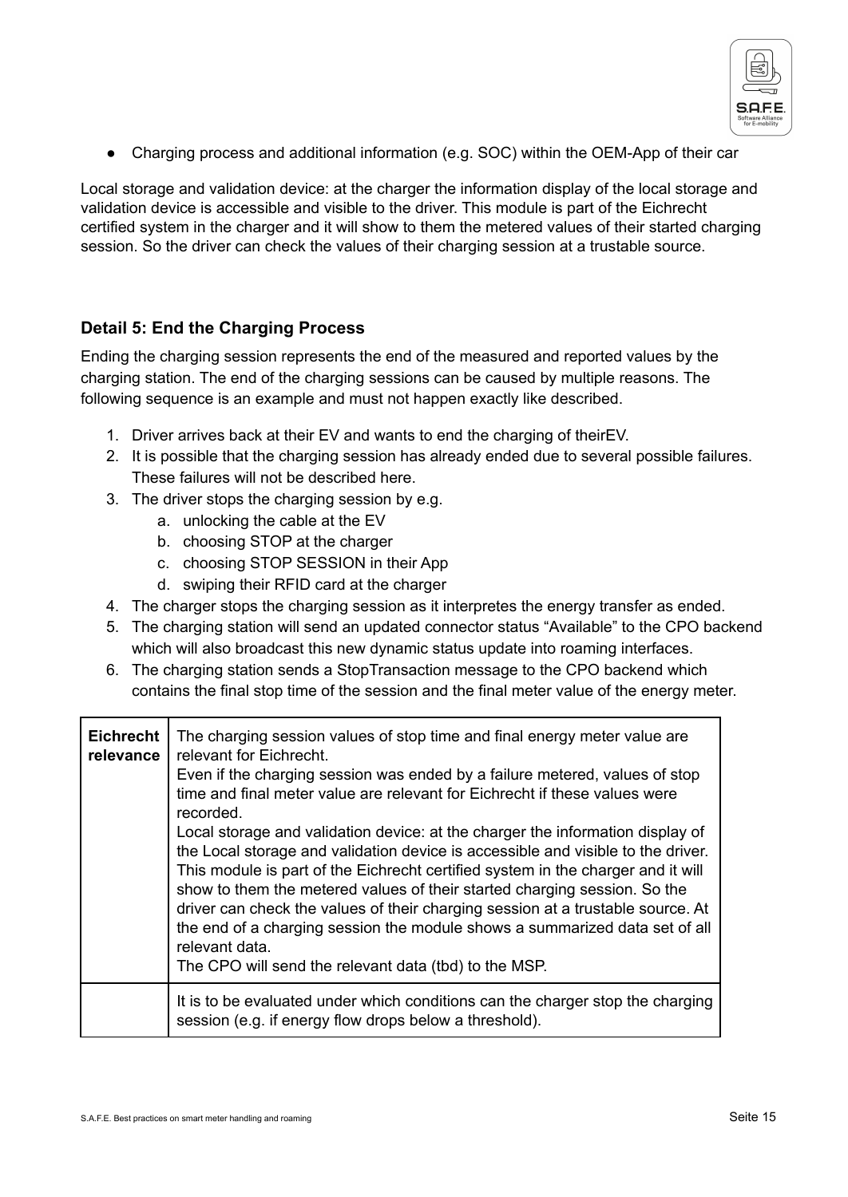- Charging process and additional information (e.g. SOC) within the OEM-App of their car

Local storage and validation device: at the charger the information display of the local storage and validation device is accessible and visible to the driver. This module is part of the Eichrecht certified system in the charger and it will show to them the metered values of their started charging session. So the driver can check the values of their charging session at a trustable source.

### Detail 5: End the Charging Process

Ending the charging session represents the end of the measured and reported values by the charging station. The end of the charging sessions can be caused by multiple reasons. The following sequence is an example and must not happen exactly like described.

1. Driver arrives back at their EV and wants to end the charging of theirEV.
2. It is possible that the charging session has already ended due to several possible failures. These failures will not be described here.
3. The driver stops the charging session by e.g.
   a. unlocking the cable at the EV
   b. choosing STOP at the charger
   c. choosing STOP SESSION in their App
   d. swiping their RFID card at the charger
4. The charger stops the charging session as it interpretes the energy transfer as ended.
5. The charging station will send an updated connector status "Available" to the CPO backend which will also broadcast this new dynamic status update into roaming interfaces.
6. The charging station sends a StopTransaction message to the CPO backend which contains the final stop time of the session and the final meter value of the energy meter.

| | |
|---|---|
| **Eichrecht relevance** | The charging session values of stop time and final energy meter value are relevant for Eichrecht.<br>Even if the charging session was ended by a failure metered, values of stop time and final meter value are relevant for Eichrecht if these values were recorded.<br>Local storage and validation device: at the charger the information display of the Local storage and validation device is accessible and visible to the driver. This module is part of the Eichrecht certified system in the charger and it will show to them the metered values of their started charging session. So the driver can check the values of their charging session at a trustable source. At the end of a charging session the module shows a summarized data set of all relevant data.<br>The CPO will send the relevant data (tbd) to the MSP. |
| | It is to be evaluated under which conditions can the charger stop the charging session (e.g. if energy flow drops below a threshold). |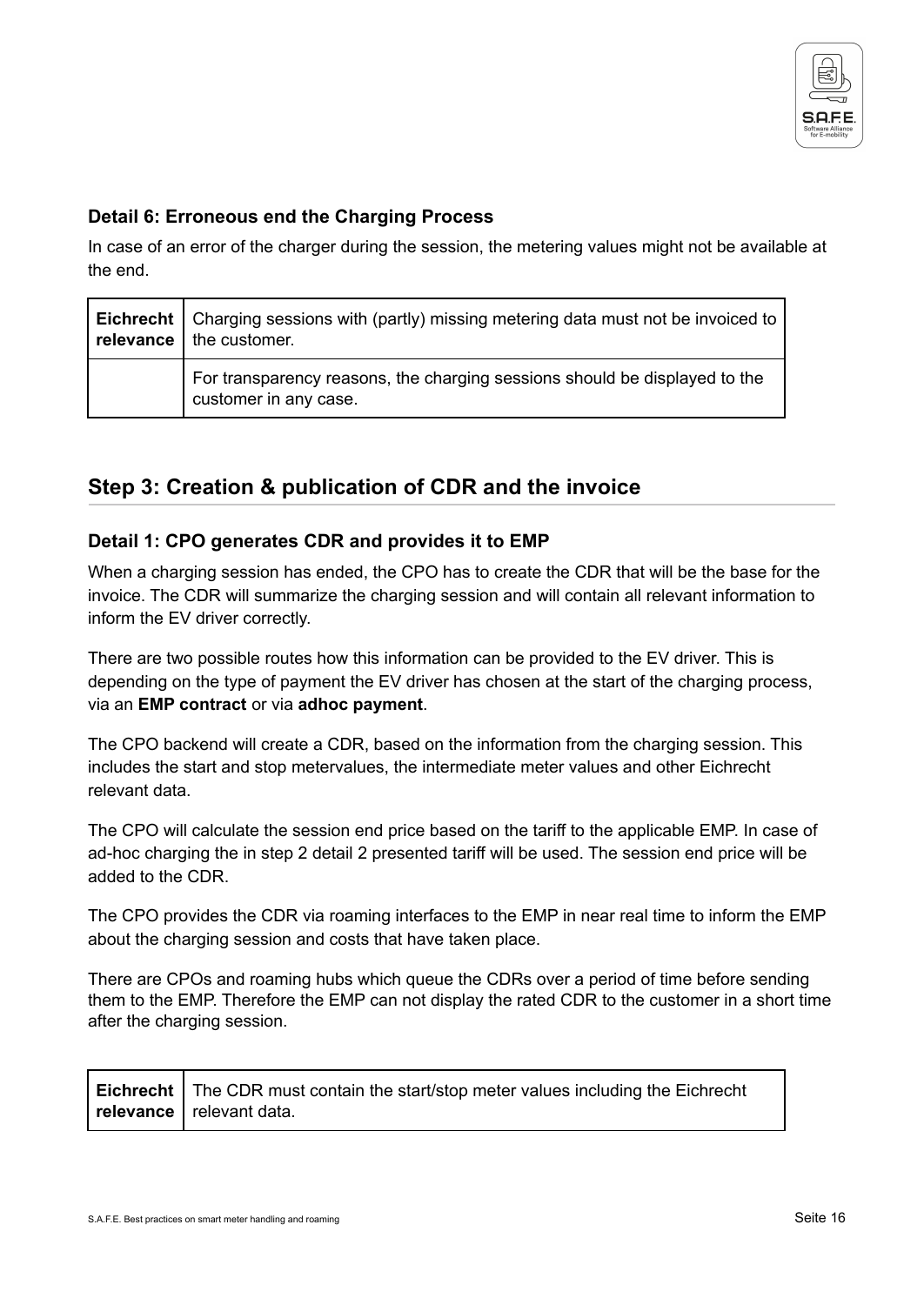### Detail 6: Erroneous end the Charging Process

In case of an error of the charger during the session, the metering values might not be available at the end.

| **Eichrecht relevance** | Charging sessions with (partly) missing metering data must not be invoiced to the customer. |
|---|---|
| | For transparency reasons, the charging sessions should be displayed to the customer in any case. |

## Step 3: Creation & publication of CDR and the invoice

### Detail 1: CPO generates CDR and provides it to EMP

When a charging session has ended, the CPO has to create the CDR that will be the base for the invoice. The CDR will summarize the charging session and will contain all relevant information to inform the EV driver correctly.

There are two possible routes how this information can be provided to the EV driver. This is depending on the type of payment the EV driver has chosen at the start of the charging process, via an **EMP contract** or via **adhoc payment**.

The CPO backend will create a CDR, based on the information from the charging session. This includes the start and stop metervalues, the intermediate meter values and other Eichrecht relevant data.

The CPO will calculate the session end price based on the tariff to the applicable EMP. In case of ad-hoc charging the in step 2 detail 2 presented tariff will be used. The session end price will be added to the CDR.

The CPO provides the CDR via roaming interfaces to the EMP in near real time to inform the EMP about the charging session and costs that have taken place.

There are CPOs and roaming hubs which queue the CDRs over a period of time before sending them to the EMP. Therefore the EMP can not display the rated CDR to the customer in a short time after the charging session.

| **Eichrecht relevance** | The CDR must contain the start/stop meter values including the Eichrecht relevant data. |
|---|---|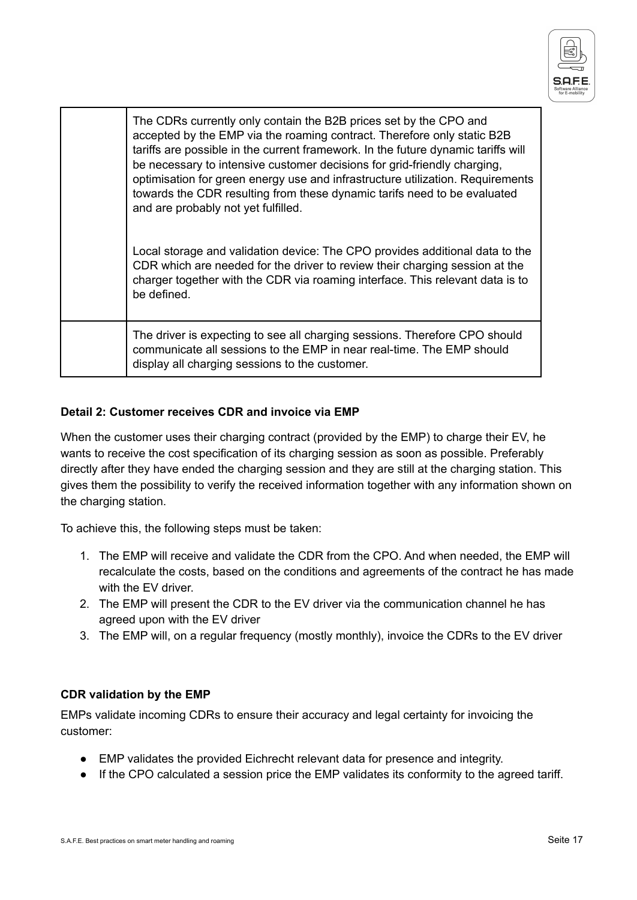| | |
|---|---|
| | The CDRs currently only contain the B2B prices set by the CPO and accepted by the EMP via the roaming contract. Therefore only static B2B tariffs are possible in the current framework. In the future dynamic tariffs will be necessary to intensive customer decisions for grid-friendly charging, optimisation for green energy use and infrastructure utilization. Requirements towards the CDR resulting from these dynamic tarifs need to be evaluated and are probably not yet fulfilled.<br><br>Local storage and validation device: The CPO provides additional data to the CDR which are needed for the driver to review their charging session at the charger together with the CDR via roaming interface. This relevant data is to be defined. |
| | The driver is expecting to see all charging sessions. Therefore CPO should communicate all sessions to the EMP in near real-time. The EMP should display all charging sessions to the customer. |

**Detail 2: Customer receives CDR and invoice via EMP**

When the customer uses their charging contract (provided by the EMP) to charge their EV, he wants to receive the cost specification of its charging session as soon as possible. Preferably directly after they have ended the charging session and they are still at the charging station. This gives them the possibility to verify the received information together with any information shown on the charging station.

To achieve this, the following steps must be taken:

1. The EMP will receive and validate the CDR from the CPO. And when needed, the EMP will recalculate the costs, based on the conditions and agreements of the contract he has made with the EV driver.
2. The EMP will present the CDR to the EV driver via the communication channel he has agreed upon with the EV driver
3. The EMP will, on a regular frequency (mostly monthly), invoice the CDRs to the EV driver

**CDR validation by the EMP**

EMPs validate incoming CDRs to ensure their accuracy and legal certainty for invoicing the customer:

- EMP validates the provided Eichrecht relevant data for presence and integrity.
- If the CPO calculated a session price the EMP validates its conformity to the agreed tariff.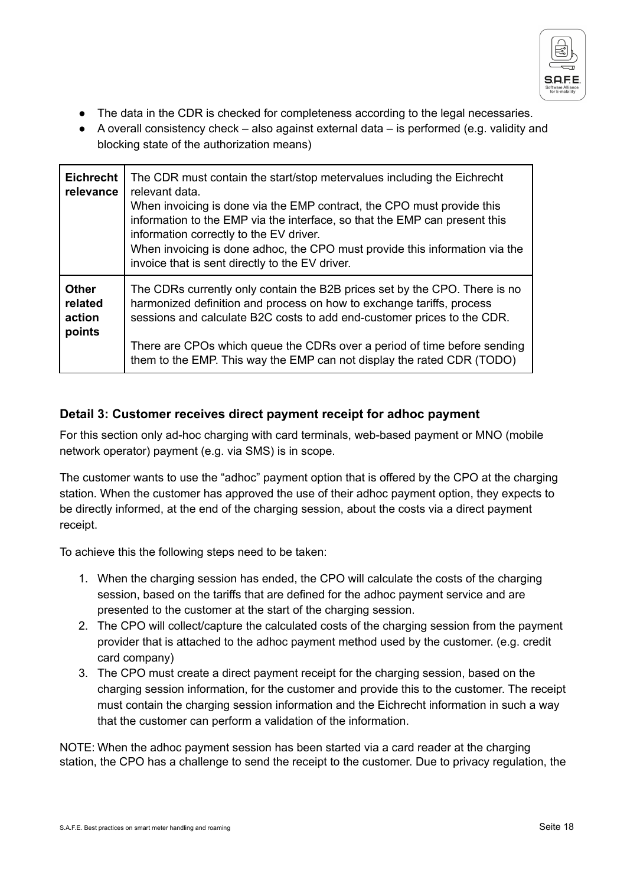- The data in the CDR is checked for completeness according to the legal necessaries.
- A overall consistency check – also against external data – is performed (e.g. validity and blocking state of the authorization means)

| | |
|---|---|
| **Eichrecht relevance** | The CDR must contain the start/stop metervalues including the Eichrecht relevant data.<br>When invoicing is done via the EMP contract, the CPO must provide this information to the EMP via the interface, so that the EMP can present this information correctly to the EV driver.<br>When invoicing is done adhoc, the CPO must provide this information via the invoice that is sent directly to the EV driver. |
| **Other related action points** | The CDRs currently only contain the B2B prices set by the CPO. There is no harmonized definition and process on how to exchange tariffs, process sessions and calculate B2C costs to add end-customer prices to the CDR.<br><br>There are CPOs which queue the CDRs over a period of time before sending them to the EMP. This way the EMP can not display the rated CDR (TODO) |

### Detail 3: Customer receives direct payment receipt for adhoc payment

For this section only ad-hoc charging with card terminals, web-based payment or MNO (mobile network operator) payment (e.g. via SMS) is in scope.

The customer wants to use the "adhoc" payment option that is offered by the CPO at the charging station. When the customer has approved the use of their adhoc payment option, they expects to be directly informed, at the end of the charging session, about the costs via a direct payment receipt.

To achieve this the following steps need to be taken:

1. When the charging session has ended, the CPO will calculate the costs of the charging session, based on the tariffs that are defined for the adhoc payment service and are presented to the customer at the start of the charging session.
2. The CPO will collect/capture the calculated costs of the charging session from the payment provider that is attached to the adhoc payment method used by the customer. (e.g. credit card company)
3. The CPO must create a direct payment receipt for the charging session, based on the charging session information, for the customer and provide this to the customer. The receipt must contain the charging session information and the Eichrecht information in such a way that the customer can perform a validation of the information.

NOTE: When the adhoc payment session has been started via a card reader at the charging station, the CPO has a challenge to send the receipt to the customer. Due to privacy regulation, the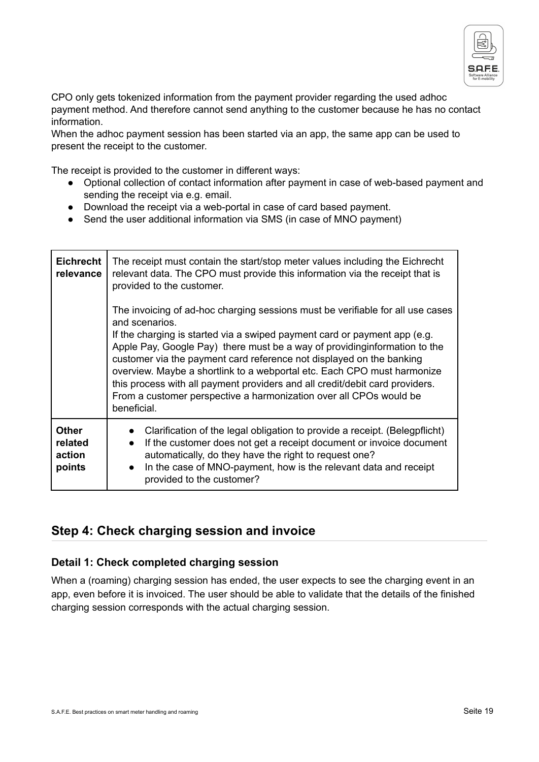CPO only gets tokenized information from the payment provider regarding the used adhoc payment method. And therefore cannot send anything to the customer because he has no contact information.
When the adhoc payment session has been started via an app, the same app can be used to present the receipt to the customer.

The receipt is provided to the customer in different ways:

- Optional collection of contact information after payment in case of web-based payment and sending the receipt via e.g. email.
- Download the receipt via a web-portal in case of card based payment.
- Send the user additional information via SMS (in case of MNO payment)

| **Eichrecht relevance** | The receipt must contain the start/stop meter values including the Eichrecht relevant data. The CPO must provide this information via the receipt that is provided to the customer.<br><br>The invoicing of ad-hoc charging sessions must be verifiable for all use cases and scenarios.<br>If the charging is started via a swiped payment card or payment app (e.g. Apple Pay, Google Pay) there must be a way of providinginformation to the customer via the payment card reference not displayed on the banking overview. Maybe a shortlink to a webportal etc. Each CPO must harmonize this process with all payment providers and all credit/debit card providers. From a customer perspective a harmonization over all CPOs would be beneficial. |
|---|---|
| **Other related action points** | • Clarification of the legal obligation to provide a receipt. (Belegpflicht)<br>• If the customer does not get a receipt document or invoice document automatically, do they have the right to request one?<br>• In the case of MNO-payment, how is the relevant data and receipt provided to the customer? |

## Step 4: Check charging session and invoice

### Detail 1: Check completed charging session

When a (roaming) charging session has ended, the user expects to see the charging event in an app, even before it is invoiced. The user should be able to validate that the details of the finished charging session corresponds with the actual charging session.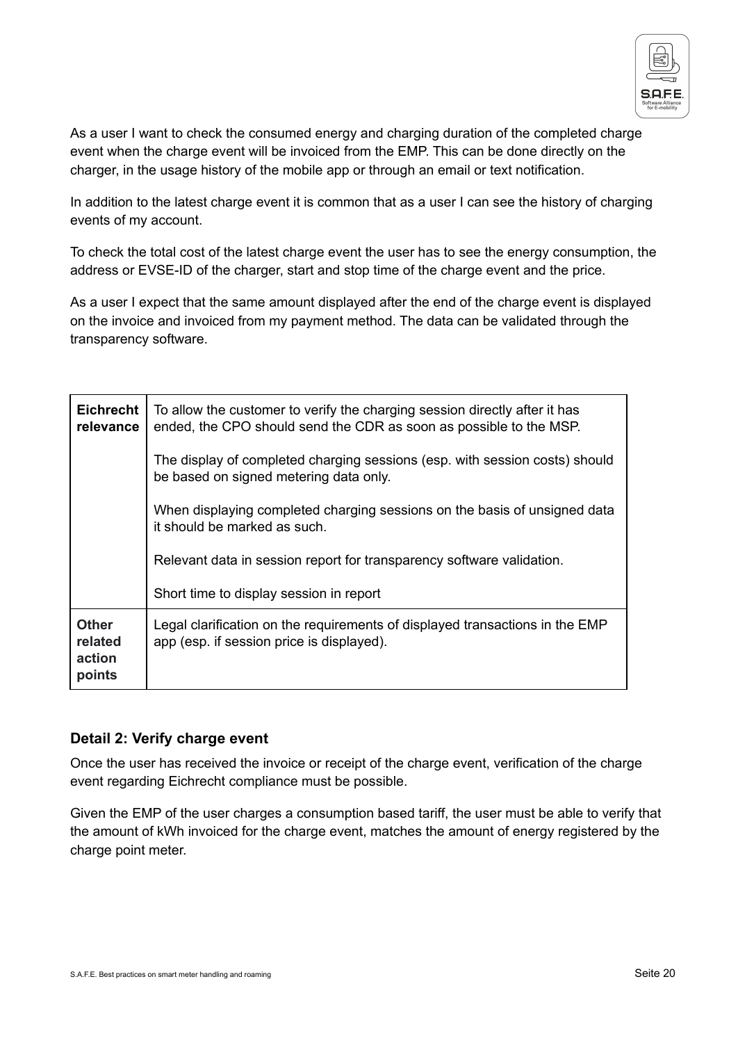As a user I want to check the consumed energy and charging duration of the completed charge event when the charge event will be invoiced from the EMP. This can be done directly on the charger, in the usage history of the mobile app or through an email or text notification.

In addition to the latest charge event it is common that as a user I can see the history of charging events of my account.

To check the total cost of the latest charge event the user has to see the energy consumption, the address or EVSE-ID of the charger, start and stop time of the charge event and the price.

As a user I expect that the same amount displayed after the end of the charge event is displayed on the invoice and invoiced from my payment method. The data can be validated through the transparency software.

| **Eichrecht relevance** | To allow the customer to verify the charging session directly after it has ended, the CPO should send the CDR as soon as possible to the MSP.<br><br>The display of completed charging sessions (esp. with session costs) should be based on signed metering data only.<br><br>When displaying completed charging sessions on the basis of unsigned data it should be marked as such.<br><br>Relevant data in session report for transparency software validation.<br><br>Short time to display session in report |
|---|---|
| **Other related action points** | Legal clarification on the requirements of displayed transactions in the EMP app (esp. if session price is displayed). |

### Detail 2: Verify charge event

Once the user has received the invoice or receipt of the charge event, verification of the charge event regarding Eichrecht compliance must be possible.

Given the EMP of the user charges a consumption based tariff, the user must be able to verify that the amount of kWh invoiced for the charge event, matches the amount of energy registered by the charge point meter.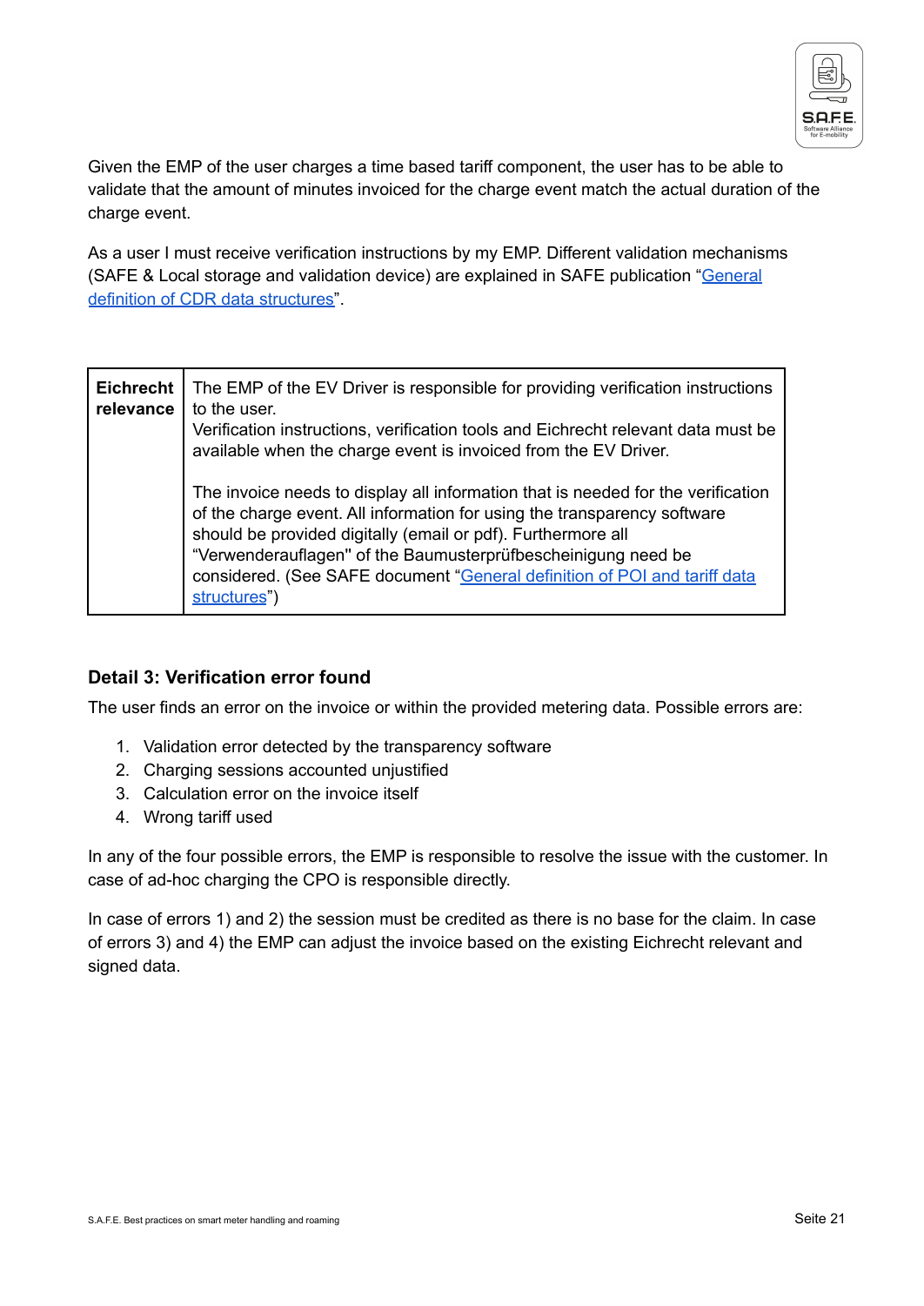Given the EMP of the user charges a time based tariff component, the user has to be able to validate that the amount of minutes invoiced for the charge event match the actual duration of the charge event.

As a user I must receive verification instructions by my EMP. Different validation mechanisms (SAFE & Local storage and validation device) are explained in SAFE publication "General definition of CDR data structures".

| | |
|---|---|
| **Eichrecht relevance** | The EMP of the EV Driver is responsible for providing verification instructions to the user.<br>Verification instructions, verification tools and Eichrecht relevant data must be available when the charge event is invoiced from the EV Driver.<br><br>The invoice needs to display all information that is needed for the verification of the charge event. All information for using the transparency software should be provided digitally (email or pdf). Furthermore all "Verwenderauflagen" of the Baumusterprüfbescheinigung need be considered. (See SAFE document "General definition of POI and tariff data structures") |

### Detail 3: Verification error found

The user finds an error on the invoice or within the provided metering data. Possible errors are:

1. Validation error detected by the transparency software
2. Charging sessions accounted unjustified
3. Calculation error on the invoice itself
4. Wrong tariff used

In any of the four possible errors, the EMP is responsible to resolve the issue with the customer. In case of ad-hoc charging the CPO is responsible directly.

In case of errors 1) and 2) the session must be credited as there is no base for the claim. In case of errors 3) and 4) the EMP can adjust the invoice based on the existing Eichrecht relevant and signed data.